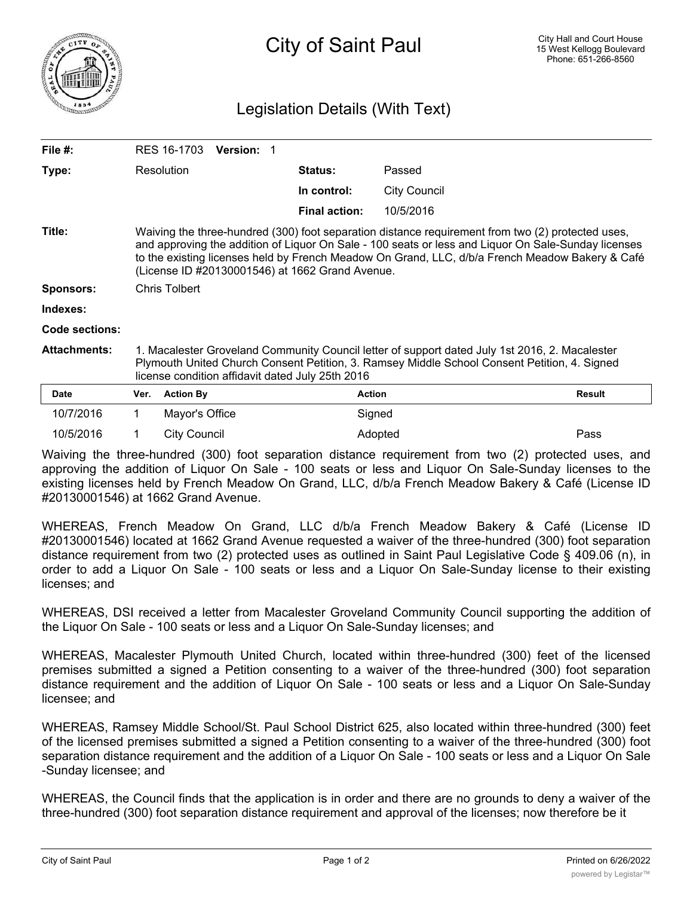# City of Saint Paul

City Hall and Court House
15 West Kellogg Boulevard
Phone: 651-266-8560

## Legislation Details (With Text)

| | | | |
|---|---|---|---|
| **File #:** | RES 16-1703 **Version:** 1 | | |
| **Type:** | Resolution | **Status:** | Passed |
| | | **In control:** | City Council |
| | | **Final action:** | 10/5/2016 |

**Title:** Waiving the three-hundred (300) foot separation distance requirement from two (2) protected uses, and approving the addition of Liquor On Sale - 100 seats or less and Liquor On Sale-Sunday licenses to the existing licenses held by French Meadow On Grand, LLC, d/b/a French Meadow Bakery & Café (License ID #20130001546) at 1662 Grand Avenue.

**Sponsors:** Chris Tolbert

**Indexes:**

**Code sections:**

**Attachments:** 1. Macalester Groveland Community Council letter of support dated July 1st 2016, 2. Macalester Plymouth United Church Consent Petition, 3. Ramsey Middle School Consent Petition, 4. Signed license condition affidavit dated July 25th 2016

| Date | Ver. | Action By | Action | Result |
|---|---|---|---|---|
| 10/7/2016 | 1 | Mayor's Office | Signed | |
| 10/5/2016 | 1 | City Council | Adopted | Pass |

Waiving the three-hundred (300) foot separation distance requirement from two (2) protected uses, and approving the addition of Liquor On Sale - 100 seats or less and Liquor On Sale-Sunday licenses to the existing licenses held by French Meadow On Grand, LLC, d/b/a French Meadow Bakery & Café (License ID #20130001546) at 1662 Grand Avenue.

WHEREAS, French Meadow On Grand, LLC d/b/a French Meadow Bakery & Café (License ID #20130001546) located at 1662 Grand Avenue requested a waiver of the three-hundred (300) foot separation distance requirement from two (2) protected uses as outlined in Saint Paul Legislative Code § 409.06 (n), in order to add a Liquor On Sale - 100 seats or less and a Liquor On Sale-Sunday license to their existing licenses; and

WHEREAS, DSI received a letter from Macalester Groveland Community Council supporting the addition of the Liquor On Sale - 100 seats or less and a Liquor On Sale-Sunday licenses; and

WHEREAS, Macalester Plymouth United Church, located within three-hundred (300) feet of the licensed premises submitted a signed a Petition consenting to a waiver of the three-hundred (300) foot separation distance requirement and the addition of Liquor On Sale - 100 seats or less and a Liquor On Sale-Sunday licensee; and

WHEREAS, Ramsey Middle School/St. Paul School District 625, also located within three-hundred (300) feet of the licensed premises submitted a signed a Petition consenting to a waiver of the three-hundred (300) foot separation distance requirement and the addition of a Liquor On Sale - 100 seats or less and a Liquor On Sale -Sunday licensee; and

WHEREAS, the Council finds that the application is in order and there are no grounds to deny a waiver of the three-hundred (300) foot separation distance requirement and approval of the licenses; now therefore be it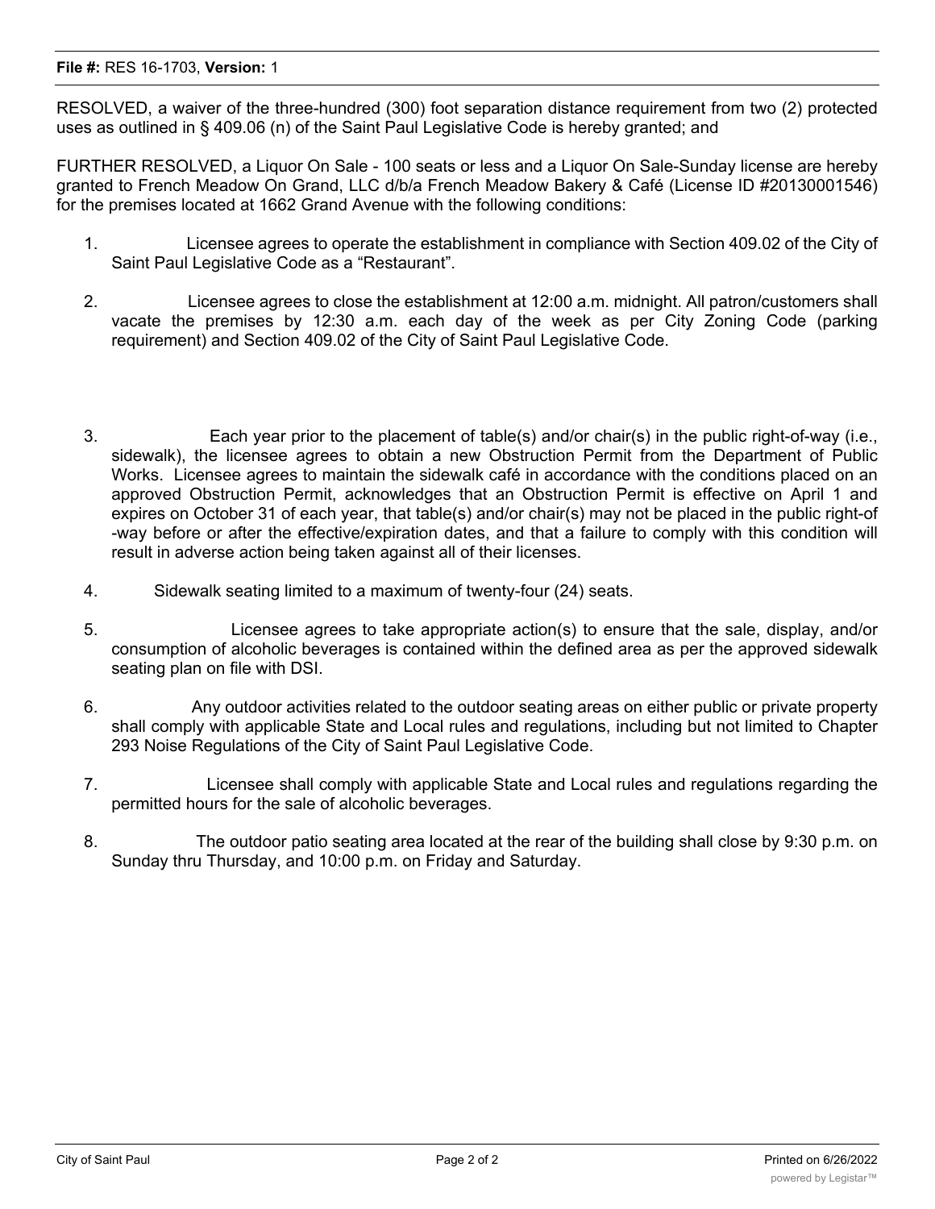RESOLVED, a waiver of the three-hundred (300) foot separation distance requirement from two (2) protected uses as outlined in § 409.06 (n) of the Saint Paul Legislative Code is hereby granted; and

FURTHER RESOLVED, a Liquor On Sale - 100 seats or less and a Liquor On Sale-Sunday license are hereby granted to French Meadow On Grand, LLC d/b/a French Meadow Bakery & Café (License ID #20130001546) for the premises located at 1662 Grand Avenue with the following conditions:

1. Licensee agrees to operate the establishment in compliance with Section 409.02 of the City of Saint Paul Legislative Code as a “Restaurant”.

2. Licensee agrees to close the establishment at 12:00 a.m. midnight. All patron/customers shall vacate the premises by 12:30 a.m. each day of the week as per City Zoning Code (parking requirement) and Section 409.02 of the City of Saint Paul Legislative Code.

3. Each year prior to the placement of table(s) and/or chair(s) in the public right-of-way (i.e., sidewalk), the licensee agrees to obtain a new Obstruction Permit from the Department of Public Works. Licensee agrees to maintain the sidewalk café in accordance with the conditions placed on an approved Obstruction Permit, acknowledges that an Obstruction Permit is effective on April 1 and expires on October 31 of each year, that table(s) and/or chair(s) may not be placed in the public right-of-way before or after the effective/expiration dates, and that a failure to comply with this condition will result in adverse action being taken against all of their licenses.

4. Sidewalk seating limited to a maximum of twenty-four (24) seats.

5. Licensee agrees to take appropriate action(s) to ensure that the sale, display, and/or consumption of alcoholic beverages is contained within the defined area as per the approved sidewalk seating plan on file with DSI.

6. Any outdoor activities related to the outdoor seating areas on either public or private property shall comply with applicable State and Local rules and regulations, including but not limited to Chapter 293 Noise Regulations of the City of Saint Paul Legislative Code.

7. Licensee shall comply with applicable State and Local rules and regulations regarding the permitted hours for the sale of alcoholic beverages.

8. The outdoor patio seating area located at the rear of the building shall close by 9:30 p.m. on Sunday thru Thursday, and 10:00 p.m. on Friday and Saturday.